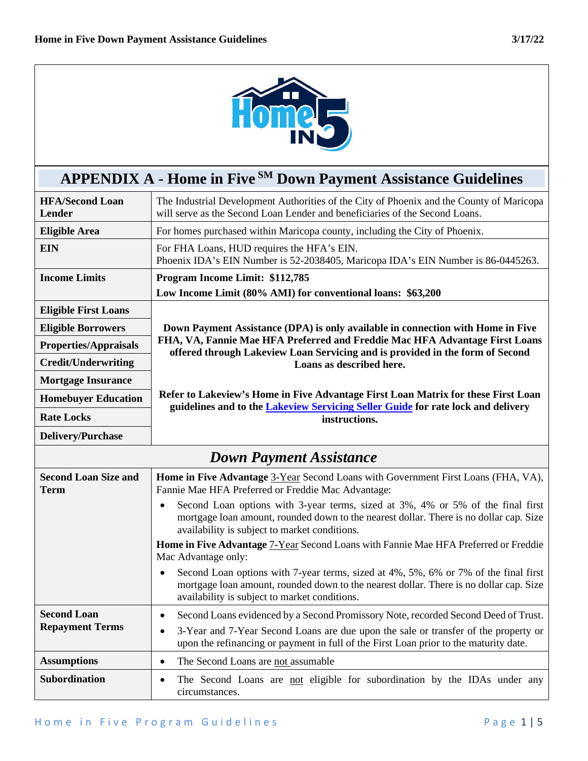# APPENDIX A - Home in Five SM Down Payment Assistance Guidelines

| | |
|---|---|
| **HFA/Second Loan Lender** | The Industrial Development Authorities of the City of Phoenix and the County of Maricopa will serve as the Second Loan Lender and beneficiaries of the Second Loans. |
| **Eligible Area** | For homes purchased within Maricopa county, including the City of Phoenix. |
| **EIN** | For FHA Loans, HUD requires the HFA's EIN.<br>Phoenix IDA's EIN Number is 52-2038405, Maricopa IDA's EIN Number is 86-0445263. |
| **Income Limits** | **Program Income Limit: $112,785**<br>**Low Income Limit (80% AMI) for conventional loans: $63,200** |
| **Eligible First Loans**<br>**Eligible Borrowers**<br>**Properties/Appraisals**<br>**Credit/Underwriting**<br>**Mortgage Insurance**<br>**Homebuyer Education**<br>**Rate Locks**<br>**Delivery/Purchase** | **Down Payment Assistance (DPA) is only available in connection with Home in Five FHA, VA, Fannie Mae HFA Preferred and Freddie Mac HFA Advantage First Loans offered through Lakeview Loan Servicing and is provided in the form of Second Loans as described here.**<br><br>**Refer to Lakeview's Home in Five Advantage First Loan Matrix for these First Loan guidelines and to the [Lakeview Servicing Seller Guide] for rate lock and delivery instructions.** |

## *Down Payment Assistance*

| | |
|---|---|
| **Second Loan Size and Term** | **Home in Five Advantage** 3-Year Second Loans with Government First Loans (FHA, VA), Fannie Mae HFA Preferred or Freddie Mac Advantage:<br>• Second Loan options with 3-year terms, sized at 3%, 4% or 5% of the final first mortgage loan amount, rounded down to the nearest dollar. There is no dollar cap. Size availability is subject to market conditions.<br>**Home in Five Advantage** 7-Year Second Loans with Fannie Mae HFA Preferred or Freddie Mac Advantage only:<br>• Second Loan options with 7-year terms, sized at 4%, 5%, 6% or 7% of the final first mortgage loan amount, rounded down to the nearest dollar. There is no dollar cap. Size availability is subject to market conditions. |
| **Second Loan Repayment Terms** | • Second Loans evidenced by a Second Promissory Note, recorded Second Deed of Trust.<br>• 3-Year and 7-Year Second Loans are due upon the sale or transfer of the property or upon the refinancing or payment in full of the First Loan prior to the maturity date. |
| **Assumptions** | • The Second Loans are not assumable |
| **Subordination** | • The Second Loans are not eligible for subordination by the IDAs under any circumstances. |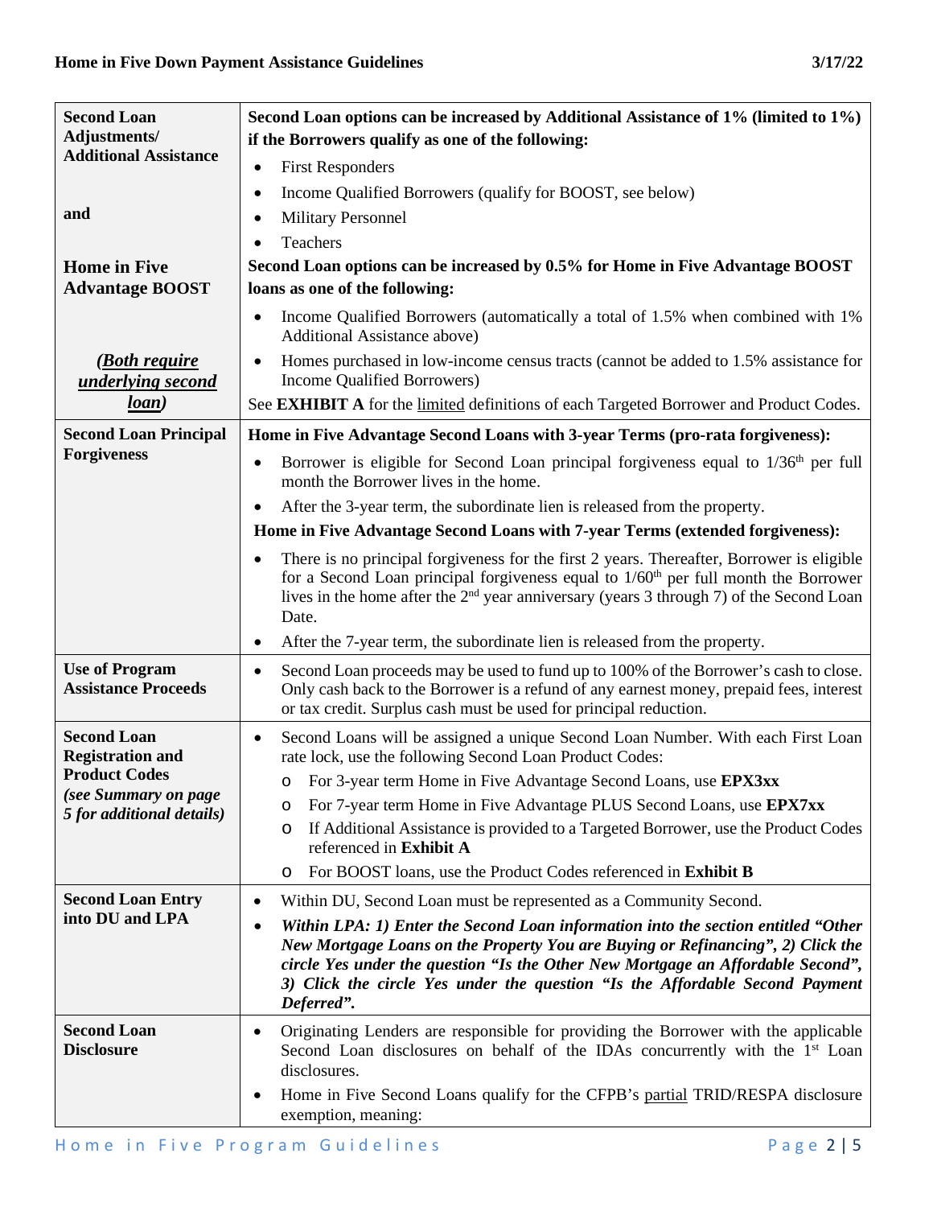| | |
|---|---|
| **Second Loan Adjustments/ Additional Assistance**<br><br>**and**<br><br>**Home in Five Advantage BOOST**<br><br>***(Both require underlying second loan)*** | **Second Loan options can be increased by Additional Assistance of 1% (limited to 1%) if the Borrowers qualify as one of the following:**<br>• First Responders<br>• Income Qualified Borrowers (qualify for BOOST, see below)<br>• Military Personnel<br>• Teachers<br>**Second Loan options can be increased by 0.5% for Home in Five Advantage BOOST loans as one of the following:**<br>• Income Qualified Borrowers (automatically a total of 1.5% when combined with 1% Additional Assistance above)<br>• Homes purchased in low-income census tracts (cannot be added to 1.5% assistance for Income Qualified Borrowers)<br>See **EXHIBIT A** for the limited definitions of each Targeted Borrower and Product Codes. |
| **Second Loan Principal Forgiveness** | **Home in Five Advantage Second Loans with 3-year Terms (pro-rata forgiveness):**<br>• Borrower is eligible for Second Loan principal forgiveness equal to 1/36th per full month the Borrower lives in the home.<br>• After the 3-year term, the subordinate lien is released from the property.<br>**Home in Five Advantage Second Loans with 7-year Terms (extended forgiveness):**<br>• There is no principal forgiveness for the first 2 years. Thereafter, Borrower is eligible for a Second Loan principal forgiveness equal to 1/60th per full month the Borrower lives in the home after the 2nd year anniversary (years 3 through 7) of the Second Loan Date.<br>• After the 7-year term, the subordinate lien is released from the property. |
| **Use of Program Assistance Proceeds** | • Second Loan proceeds may be used to fund up to 100% of the Borrower's cash to close. Only cash back to the Borrower is a refund of any earnest money, prepaid fees, interest or tax credit. Surplus cash must be used for principal reduction. |
| **Second Loan Registration and Product Codes** ***(see Summary on page 5 for additional details)*** | • Second Loans will be assigned a unique Second Loan Number. With each First Loan rate lock, use the following Second Loan Product Codes:<br>  o For 3-year term Home in Five Advantage Second Loans, use **EPX3xx**<br>  o For 7-year term Home in Five Advantage PLUS Second Loans, use **EPX7xx**<br>  o If Additional Assistance is provided to a Targeted Borrower, use the Product Codes referenced in **Exhibit A**<br>  o For BOOST loans, use the Product Codes referenced in **Exhibit B** |
| **Second Loan Entry into DU and LPA** | • Within DU, Second Loan must be represented as a Community Second.<br>• ***Within LPA: 1) Enter the Second Loan information into the section entitled "Other New Mortgage Loans on the Property You are Buying or Refinancing", 2) Click the circle Yes under the question "Is the Other New Mortgage an Affordable Second", 3) Click the circle Yes under the question "Is the Affordable Second Payment Deferred".*** |
| **Second Loan Disclosure** | • Originating Lenders are responsible for providing the Borrower with the applicable Second Loan disclosures on behalf of the IDAs concurrently with the 1st Loan disclosures.<br>• Home in Five Second Loans qualify for the CFPB's partial TRID/RESPA disclosure exemption, meaning: |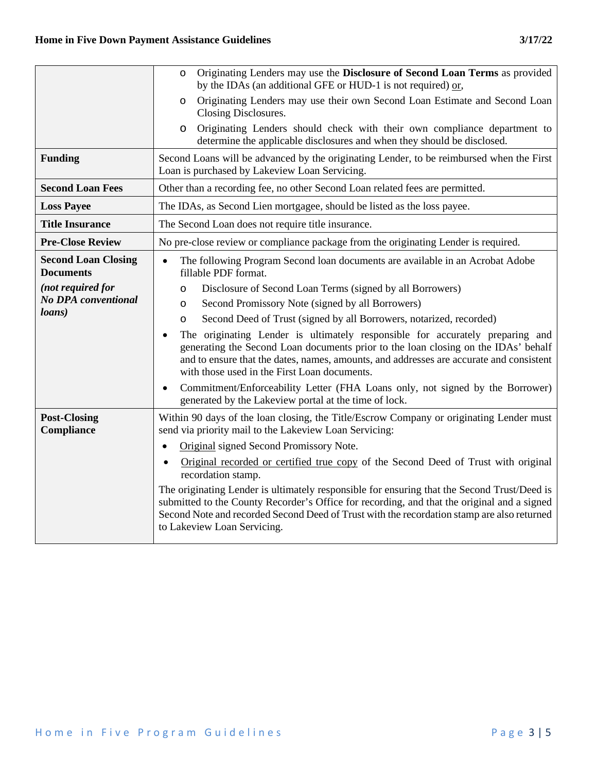| | |
|---|---|
| | ○ Originating Lenders may use the **Disclosure of Second Loan Terms** as provided by the IDAs (an additional GFE or HUD-1 is not required) <u>or</u>,<br>○ Originating Lenders may use their own Second Loan Estimate and Second Loan Closing Disclosures.<br>○ Originating Lenders should check with their own compliance department to determine the applicable disclosures and when they should be disclosed. |
| **Funding** | Second Loans will be advanced by the originating Lender, to be reimbursed when the First Loan is purchased by Lakeview Loan Servicing. |
| **Second Loan Fees** | Other than a recording fee, no other Second Loan related fees are permitted. |
| **Loss Payee** | The IDAs, as Second Lien mortgagee, should be listed as the loss payee. |
| **Title Insurance** | The Second Loan does not require title insurance. |
| **Pre-Close Review** | No pre-close review or compliance package from the originating Lender is required. |
| **Second Loan Closing Documents**<br>***(not required for No DPA conventional loans)*** | • The following Program Second loan documents are available in an Acrobat Adobe fillable PDF format.<br>○ Disclosure of Second Loan Terms (signed by all Borrowers)<br>○ Second Promissory Note (signed by all Borrowers)<br>○ Second Deed of Trust (signed by all Borrowers, notarized, recorded)<br>• The originating Lender is ultimately responsible for accurately preparing and generating the Second Loan documents prior to the loan closing on the IDAs' behalf and to ensure that the dates, names, amounts, and addresses are accurate and consistent with those used in the First Loan documents.<br>• Commitment/Enforceability Letter (FHA Loans only, not signed by the Borrower) generated by the Lakeview portal at the time of lock. |
| **Post-Closing Compliance** | Within 90 days of the loan closing, the Title/Escrow Company or originating Lender must send via priority mail to the Lakeview Loan Servicing:<br>• <u>Original</u> signed Second Promissory Note.<br>• <u>Original recorded or certified true copy</u> of the Second Deed of Trust with original recordation stamp.<br>The originating Lender is ultimately responsible for ensuring that the Second Trust/Deed is submitted to the County Recorder's Office for recording, and that the original and a signed Second Note and recorded Second Deed of Trust with the recordation stamp are also returned to Lakeview Loan Servicing. |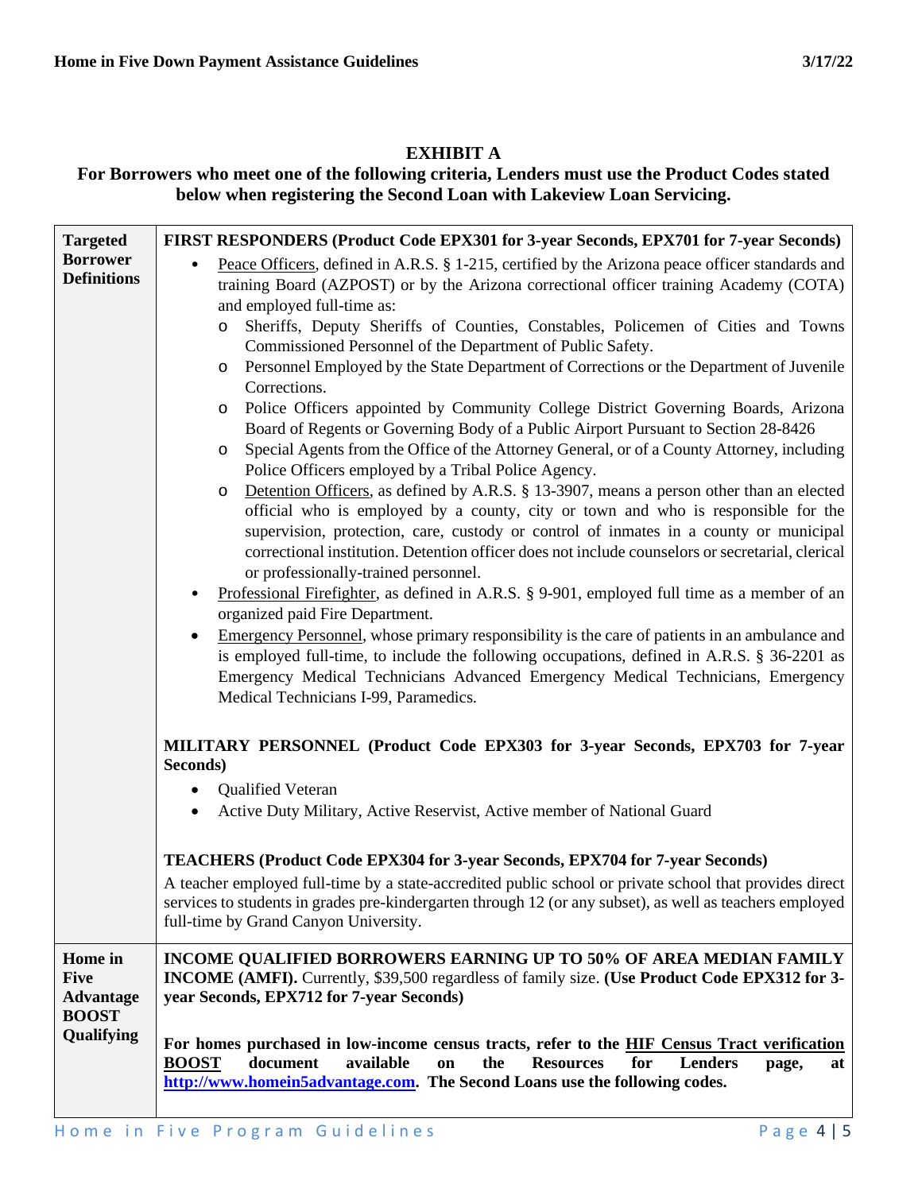## EXHIBIT A

**For Borrowers who meet one of the following criteria, Lenders must use the Product Codes stated below when registering the Second Loan with Lakeview Loan Servicing.**

| | |
|---|---|
| **Targeted Borrower Definitions** | **FIRST RESPONDERS (Product Code EPX301 for 3-year Seconds, EPX701 for 7-year Seconds)**<br>• Peace Officers, defined in A.R.S. § 1-215, certified by the Arizona peace officer standards and training Board (AZPOST) or by the Arizona correctional officer training Academy (COTA) and employed full-time as:<br>  ○ Sheriffs, Deputy Sheriffs of Counties, Constables, Policemen of Cities and Towns Commissioned Personnel of the Department of Public Safety.<br>  ○ Personnel Employed by the State Department of Corrections or the Department of Juvenile Corrections.<br>  ○ Police Officers appointed by Community College District Governing Boards, Arizona Board of Regents or Governing Body of a Public Airport Pursuant to Section 28-8426<br>  ○ Special Agents from the Office of the Attorney General, or of a County Attorney, including Police Officers employed by a Tribal Police Agency.<br>  ○ Detention Officers, as defined by A.R.S. § 13-3907, means a person other than an elected official who is employed by a county, city or town and who is responsible for the supervision, protection, care, custody or control of inmates in a county or municipal correctional institution. Detention officer does not include counselors or secretarial, clerical or professionally-trained personnel.<br>• Professional Firefighter, as defined in A.R.S. § 9-901, employed full time as a member of an organized paid Fire Department.<br>• Emergency Personnel, whose primary responsibility is the care of patients in an ambulance and is employed full-time, to include the following occupations, defined in A.R.S. § 36-2201 as Emergency Medical Technicians Advanced Emergency Medical Technicians, Emergency Medical Technicians I-99, Paramedics.<br><br>**MILITARY PERSONNEL (Product Code EPX303 for 3-year Seconds, EPX703 for 7-year Seconds)**<br>• Qualified Veteran<br>• Active Duty Military, Active Reservist, Active member of National Guard<br><br>**TEACHERS (Product Code EPX304 for 3-year Seconds, EPX704 for 7-year Seconds)**<br>A teacher employed full-time by a state-accredited public school or private school that provides direct services to students in grades pre-kindergarten through 12 (or any subset), as well as teachers employed full-time by Grand Canyon University. |
| **Home in Five Advantage BOOST Qualifying** | **INCOME QUALIFIED BORROWERS EARNING UP TO 50% OF AREA MEDIAN FAMILY INCOME (AMFI).** Currently, $39,500 regardless of family size. **(Use Product Code EPX312 for 3-year Seconds, EPX712 for 7-year Seconds)**<br><br>**For homes purchased in low-income census tracts, refer to the HIF Census Tract verification BOOST document available on the Resources for Lenders page, at http://www.homein5advantage.com. The Second Loans use the following codes.** |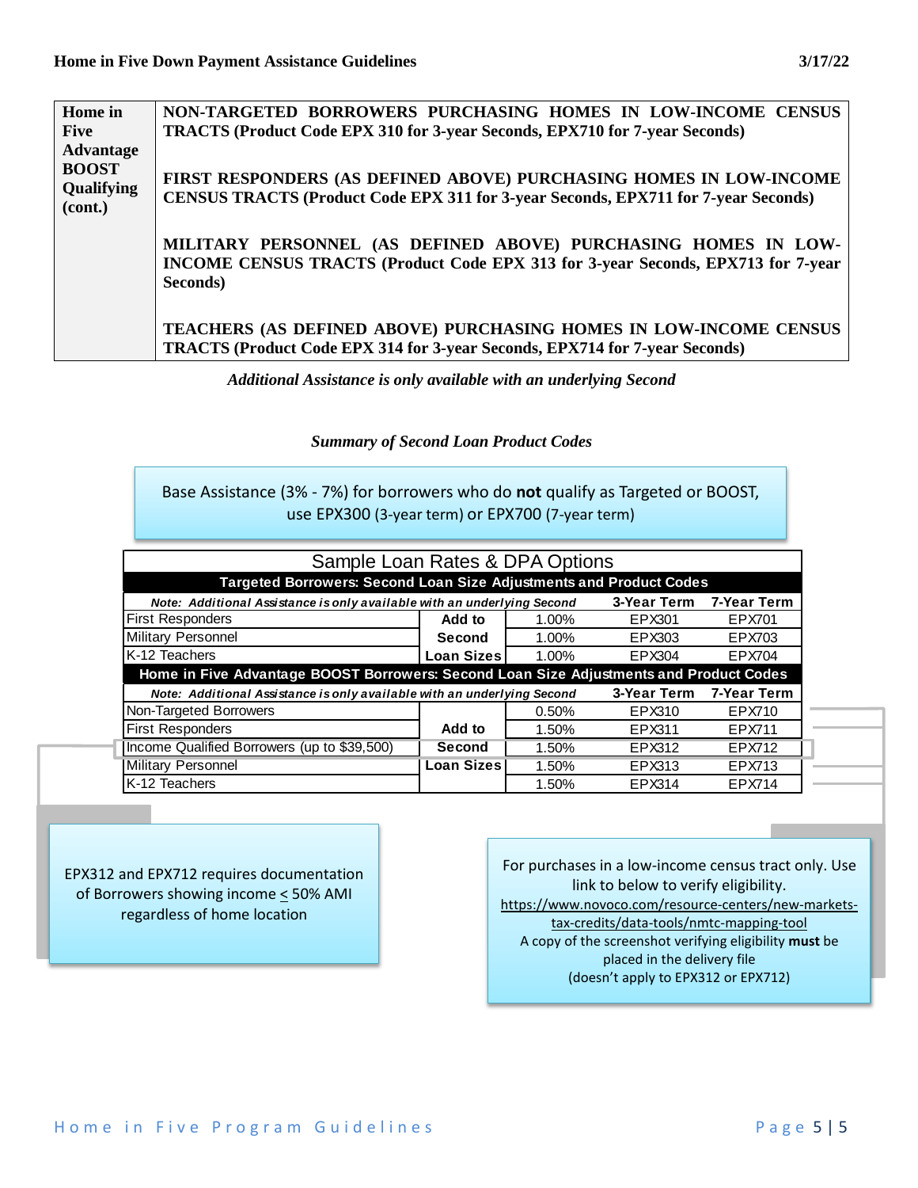| | |
|---|---|
| **Home in Five Advantage BOOST Qualifying (cont.)** | **NON-TARGETED BORROWERS PURCHASING HOMES IN LOW-INCOME CENSUS TRACTS (Product Code EPX 310 for 3-year Seconds, EPX710 for 7-year Seconds)**<br><br>**FIRST RESPONDERS (AS DEFINED ABOVE) PURCHASING HOMES IN LOW-INCOME CENSUS TRACTS (Product Code EPX 311 for 3-year Seconds, EPX711 for 7-year Seconds)**<br><br>**MILITARY PERSONNEL (AS DEFINED ABOVE) PURCHASING HOMES IN LOW-INCOME CENSUS TRACTS (Product Code EPX 313 for 3-year Seconds, EPX713 for 7-year Seconds)**<br><br>**TEACHERS (AS DEFINED ABOVE) PURCHASING HOMES IN LOW-INCOME CENSUS TRACTS (Product Code EPX 314 for 3-year Seconds, EPX714 for 7-year Seconds)** |

*Additional Assistance is only available with an underlying Second*

*Summary of Second Loan Product Codes*

Base Assistance (3% - 7%) for borrowers who do **not** qualify as Targeted or BOOST, use EPX300 (3-year term) or EPX700 (7-year term)

| Sample Loan Rates & DPA Options | | | | |
|---|---|---|---|---|
| **Targeted Borrowers: Second Loan Size Adjustments and Product Codes** | | | | |
| ***Note: Additional Assistance is only available with an underlying Second*** | | | **3-Year Term** | **7-Year Term** |
| First Responders | **Add to** | 1.00% | EPX301 | EPX701 |
| Military Personnel | **Second** | 1.00% | EPX303 | EPX703 |
| K-12 Teachers | **Loan Sizes** | 1.00% | EPX304 | EPX704 |
| **Home in Five Advantage BOOST Borrowers: Second Loan Size Adjustments and Product Codes** | | | | |
| ***Note: Additional Assistance is only available with an underlying Second*** | | | **3-Year Term** | **7-Year Term** |
| Non-Targeted Borrowers | | 0.50% | EPX310 | EPX710 |
| First Responders | **Add to** | 1.50% | EPX311 | EPX711 |
| Income Qualified Borrowers (up to $39,500) | **Second** | 1.50% | EPX312 | EPX712 |
| Military Personnel | **Loan Sizes** | 1.50% | EPX313 | EPX713 |
| K-12 Teachers | | 1.50% | EPX314 | EPX714 |

EPX312 and EPX712 requires documentation of Borrowers showing income < 50% AMI regardless of home location

For purchases in a low-income census tract only. Use link to below to verify eligibility.
https://www.novoco.com/resource-centers/new-markets-tax-credits/data-tools/nmtc-mapping-tool
A copy of the screenshot verifying eligibility **must** be placed in the delivery file
(doesn't apply to EPX312 or EPX712)